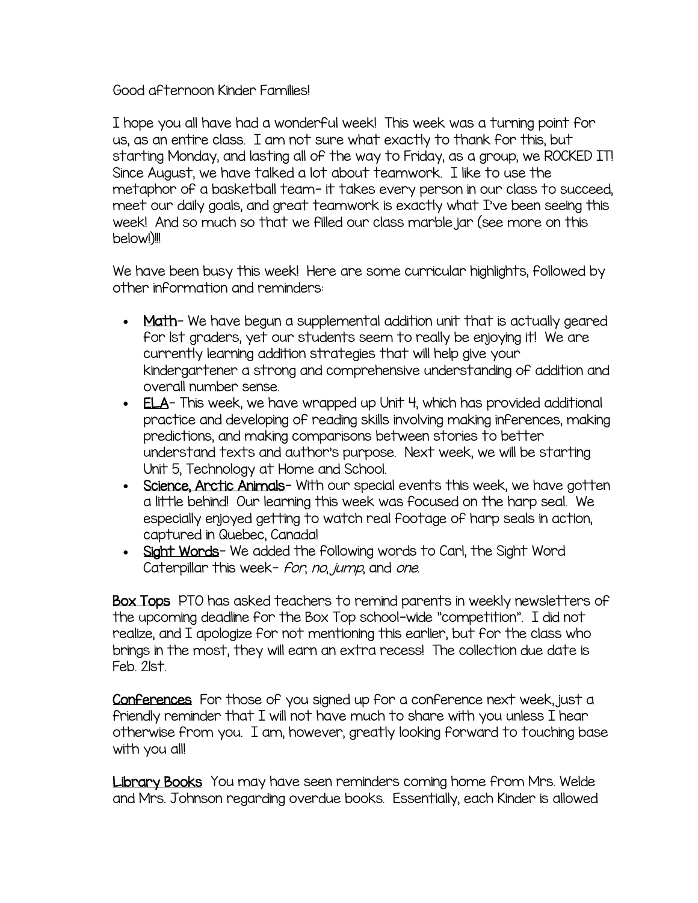Good afternoon Kinder Families!

I hope you all have had a wonderful week! This week was a turning point for us, as an entire class. I am not sure what exactly to thank for this, but starting Monday, and lasting all of the way to Friday, as a group, we ROCKED IT! Since August, we have talked a lot about teamwork. I like to use the metaphor of a basketball team- it takes every person in our class to succeed, meet our daily goals, and great teamwork is exactly what I've been seeing this week! And so much so that we filled our class marble jar (see more on this below!)!!!

We have been busy this week! Here are some curricular highlights, followed by other information and reminders:

- <u>Math</u>- We have begun a supplemental addition unit that is actually geared for 1st graders, yet our students seem to really be enjoying it! We are currently learning addition strategies that will help give your kindergartener a strong and comprehensive understanding of addition and overall number sense.
- <u>ELA</u>- This week, we have wrapped up Unit 4, which has provided additional practice and developing of reading skills involving making inferences, making predictions, and making comparisons between stories to better understand texts and author's purpose. Next week, we will be starting Unit 5, Technology at Home and School.
- <u>Science, Arctic Animals</u>- With our special events this week, we have gotten a little behind! Our learning this week was focused on the harp seal. We especially enjoyed getting to watch real footage of harp seals in action, captured in Quebec, Canada!
- <u>Sight Words</u>- We added the following words to Carl, the Sight Word Caterpillar this week- *for*, *no*, *jump*, and *one*.

<u>Box Tops</u> PTO has asked teachers to remind parents in weekly newsletters of the upcoming deadline for the Box Top school-wide "competition". I did not realize, and I apologize for not mentioning this earlier, but for the class who brings in the most, they will earn an extra recess! The collection due date is Feb. 21st.

<u>Conferences</u> For those of you signed up for a conference next week, just a friendly reminder that I will not have much to share with you unless I hear otherwise from you. I am, however, greatly looking forward to touching base with you all!

<u>Library Books</u> You may have seen reminders coming home from Mrs. Welde and Mrs. Johnson regarding overdue books. Essentially, each Kinder is allowed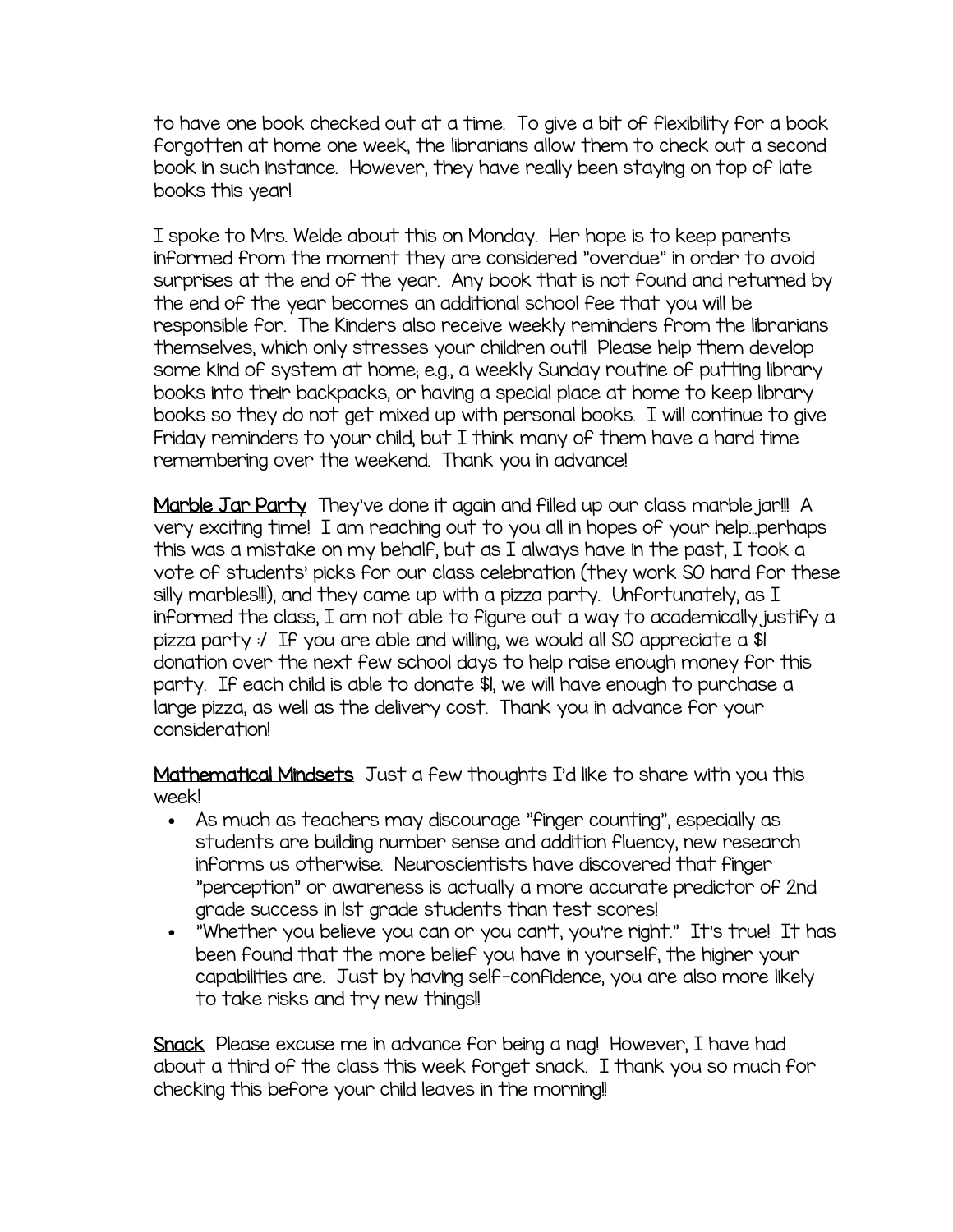to have one book checked out at a time. To give a bit of flexibility for a book forgotten at home one week, the librarians allow them to check out a second book in such instance. However, they have really been staying on top of late books this year!

I spoke to Mrs. Welde about this on Monday. Her hope is to keep parents informed from the moment they are considered "overdue" in order to avoid surprises at the end of the year. Any book that is not found and returned by the end of the year becomes an additional school fee that you will be responsible for. The Kinders also receive weekly reminders from the librarians themselves, which only stresses your children out!! Please help them develop some kind of system at home; e.g., a weekly Sunday routine of putting library books into their backpacks, or having a special place at home to keep library books so they do not get mixed up with personal books. I will continue to give Friday reminders to your child, but I think many of them have a hard time remembering over the weekend. Thank you in advance!

**Marble Jar Party** They've done it again and filled up our class marble jar!!! A very exciting time! I am reaching out to you all in hopes of your help…perhaps this was a mistake on my behalf, but as I always have in the past, I took a vote of students' picks for our class celebration (they work SO hard for these silly marbles!!!), and they came up with a pizza party. Unfortunately, as I informed the class, I am not able to figure out a way to academically justify a pizza party :/ If you are able and willing, we would all SO appreciate a $1 donation over the next few school days to help raise enough money for this party. If each child is able to donate $1, we will have enough to purchase a large pizza, as well as the delivery cost. Thank you in advance for your consideration!

**Mathematical Mindsets** Just a few thoughts I'd like to share with you this week!

- As much as teachers may discourage "finger counting", especially as students are building number sense and addition fluency, new research informs us otherwise. Neuroscientists have discovered that finger "perception" or awareness is actually a more accurate predictor of 2nd grade success in 1st grade students than test scores!
- "Whether you believe you can or you can't, you're right." It's true! It has been found that the more belief you have in yourself, the higher your capabilities are. Just by having self-confidence, you are also more likely to take risks and try new things!!

**Snack** Please excuse me in advance for being a nag! However, I have had about a third of the class this week forget snack. I thank you so much for checking this before your child leaves in the morning!!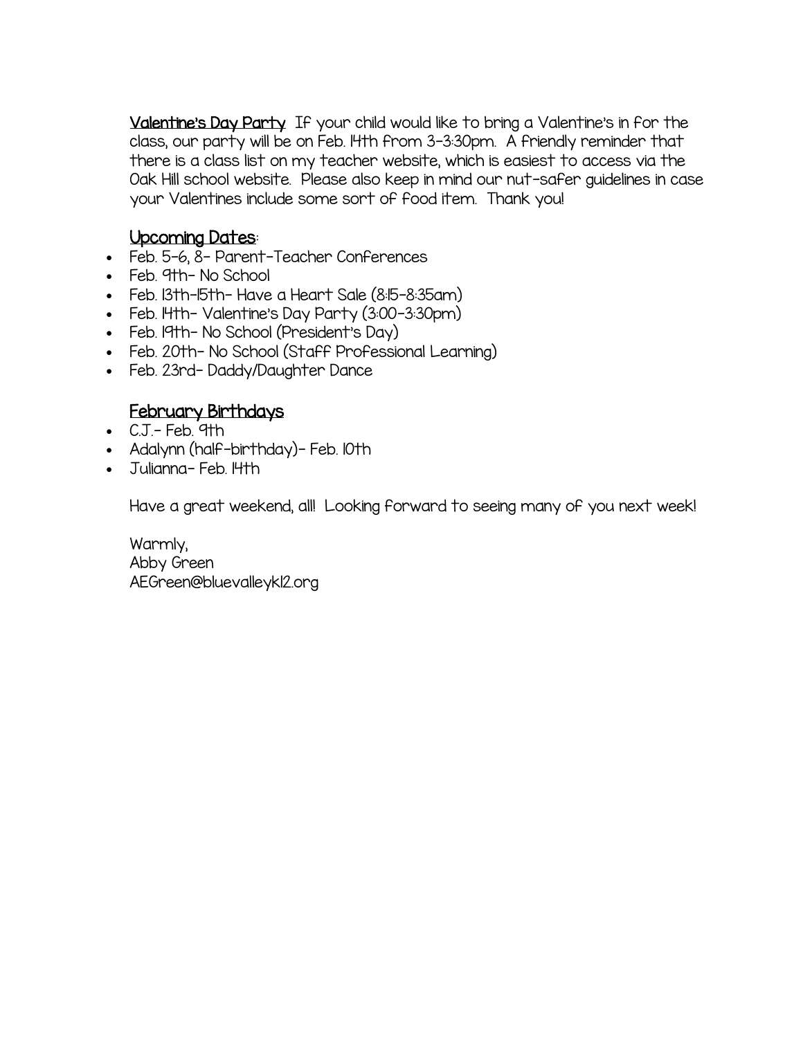**Valentine's Day Party** If your child would like to bring a Valentine's in for the class, our party will be on Feb. 14th from 3-3:30pm. A friendly reminder that there is a class list on my teacher website, which is easiest to access via the Oak Hill school website. Please also keep in mind our nut-safer guidelines in case your Valentines include some sort of food item. Thank you!

**Upcoming Dates**:

- Feb. 5-6, 8- Parent-Teacher Conferences
- Feb. 9th- No School
- Feb. 13th-15th- Have a Heart Sale (8:15-8:35am)
- Feb. 14th- Valentine's Day Party (3:00-3:30pm)
- Feb. 19th- No School (President's Day)
- Feb. 20th- No School (Staff Professional Learning)
- Feb. 23rd- Daddy/Daughter Dance

**February Birthdays**

- C.J.- Feb. 9th
- Adalynn (half-birthday)- Feb. 10th
- Julianna- Feb. 14th

Have a great weekend, all! Looking forward to seeing many of you next week!

Warmly,
Abby Green
AEGreen@bluevalleyk12.org